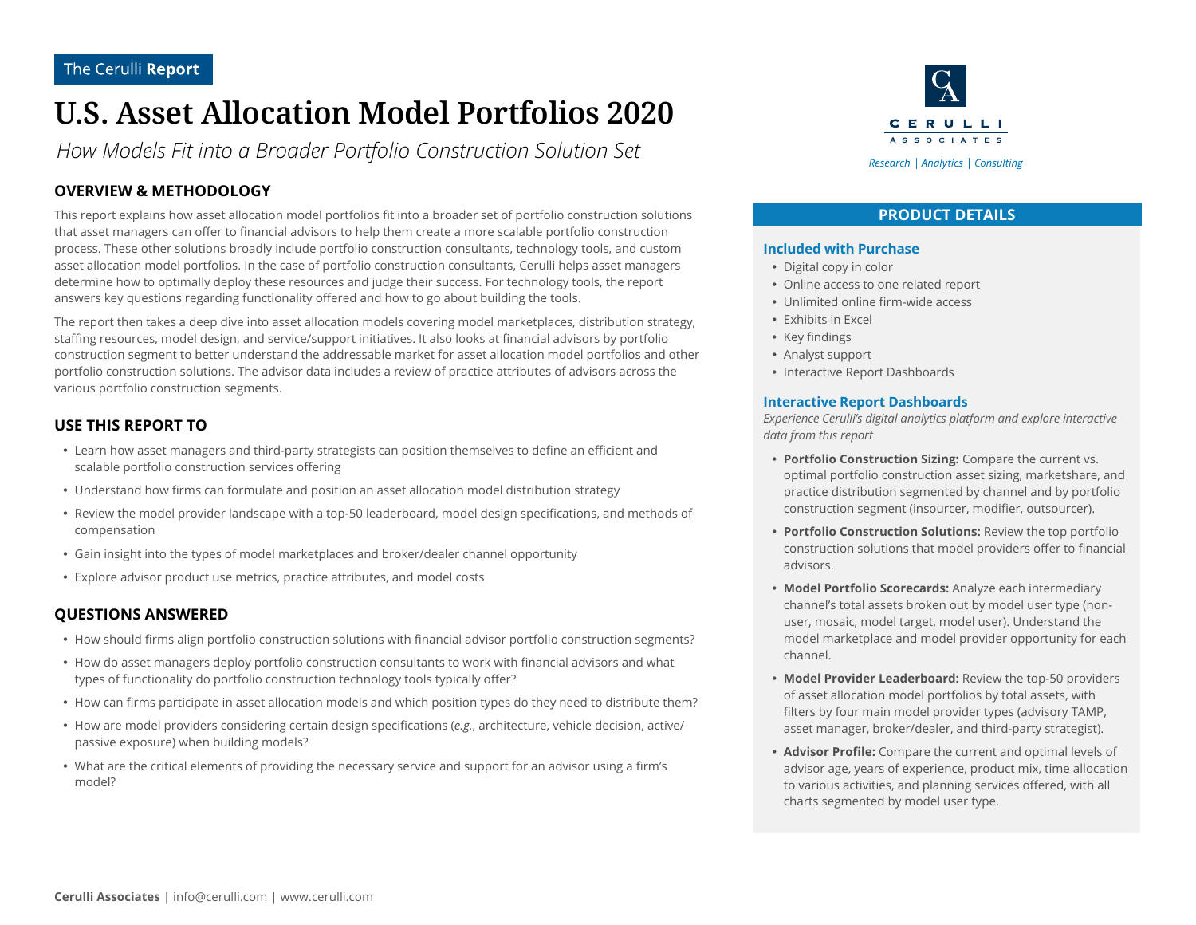The Cerulli **Report**

# U.S. Asset Allocation Model Portfolios 2020

*How Models Fit into a Broader Portfolio Construction Solution Set*

CERULLI ASSOCIATES

*Research | Analytics | Consulting*

## OVERVIEW & METHODOLOGY

This report explains how asset allocation model portfolios fit into a broader set of portfolio construction solutions that asset managers can offer to financial advisors to help them create a more scalable portfolio construction process. These other solutions broadly include portfolio construction consultants, technology tools, and custom asset allocation model portfolios. In the case of portfolio construction consultants, Cerulli helps asset managers determine how to optimally deploy these resources and judge their success. For technology tools, the report answers key questions regarding functionality offered and how to go about building the tools.

The report then takes a deep dive into asset allocation models covering model marketplaces, distribution strategy, staffing resources, model design, and service/support initiatives. It also looks at financial advisors by portfolio construction segment to better understand the addressable market for asset allocation model portfolios and other portfolio construction solutions. The advisor data includes a review of practice attributes of advisors across the various portfolio construction segments.

## USE THIS REPORT TO

- Learn how asset managers and third-party strategists can position themselves to define an efficient and scalable portfolio construction services offering
- Understand how firms can formulate and position an asset allocation model distribution strategy
- Review the model provider landscape with a top-50 leaderboard, model design specifications, and methods of compensation
- Gain insight into the types of model marketplaces and broker/dealer channel opportunity
- Explore advisor product use metrics, practice attributes, and model costs

## QUESTIONS ANSWERED

- How should firms align portfolio construction solutions with financial advisor portfolio construction segments?
- How do asset managers deploy portfolio construction consultants to work with financial advisors and what types of functionality do portfolio construction technology tools typically offer?
- How can firms participate in asset allocation models and which position types do they need to distribute them?
- How are model providers considering certain design specifications (*e.g.*, architecture, vehicle decision, active/passive exposure) when building models?
- What are the critical elements of providing the necessary service and support for an advisor using a firm's model?

## PRODUCT DETAILS

### Included with Purchase

- Digital copy in color
- Online access to one related report
- Unlimited online firm-wide access
- Exhibits in Excel
- Key findings
- Analyst support
- Interactive Report Dashboards

### Interactive Report Dashboards

*Experience Cerulli's digital analytics platform and explore interactive data from this report*

- **Portfolio Construction Sizing:** Compare the current vs. optimal portfolio construction asset sizing, marketshare, and practice distribution segmented by channel and by portfolio construction segment (insourcer, modifier, outsourcer).
- **Portfolio Construction Solutions:** Review the top portfolio construction solutions that model providers offer to financial advisors.
- **Model Portfolio Scorecards:** Analyze each intermediary channel's total assets broken out by model user type (non-user, mosaic, model target, model user). Understand the model marketplace and model provider opportunity for each channel.
- **Model Provider Leaderboard:** Review the top-50 providers of asset allocation model portfolios by total assets, with filters by four main model provider types (advisory TAMP, asset manager, broker/dealer, and third-party strategist).
- **Advisor Profile:** Compare the current and optimal levels of advisor age, years of experience, product mix, time allocation to various activities, and planning services offered, with all charts segmented by model user type.

**Cerulli Associates** | info@cerulli.com | www.cerulli.com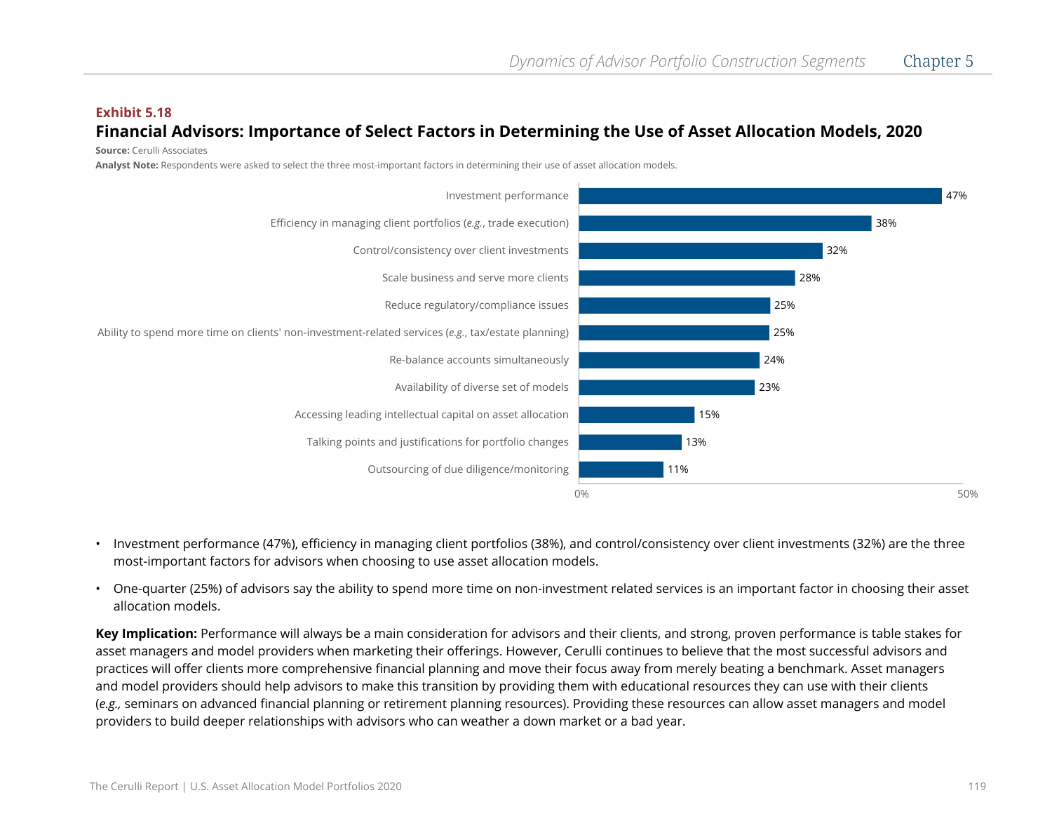**Exhibit 5.18**

## Financial Advisors: Importance of Select Factors in Determining the Use of Asset Allocation Models, 2020

**Source:** Cerulli Associates

**Analyst Note:** Respondents were asked to select the three most-important factors in determining their use of asset allocation models.

| Factor | Percentage |
| --- | --- |
| Investment performance | 47% |
| Efficiency in managing client portfolios (*e.g.*, trade execution) | 38% |
| Control/consistency over client investments | 32% |
| Scale business and serve more clients | 28% |
| Reduce regulatory/compliance issues | 25% |
| Ability to spend more time on clients' non-investment-related services (*e.g.*, tax/estate planning) | 25% |
| Re-balance accounts simultaneously | 24% |
| Availability of diverse set of models | 23% |
| Accessing leading intellectual capital on asset allocation | 15% |
| Talking points and justifications for portfolio changes | 13% |
| Outsourcing of due diligence/monitoring | 11% |

- Investment performance (47%), efficiency in managing client portfolios (38%), and control/consistency over client investments (32%) are the three most-important factors for advisors when choosing to use asset allocation models.
- One-quarter (25%) of advisors say the ability to spend more time on non-investment related services is an important factor in choosing their asset allocation models.

**Key Implication:** Performance will always be a main consideration for advisors and their clients, and strong, proven performance is table stakes for asset managers and model providers when marketing their offerings. However, Cerulli continues to believe that the most successful advisors and practices will offer clients more comprehensive financial planning and move their focus away from merely beating a benchmark. Asset managers and model providers should help advisors to make this transition by providing them with educational resources they can use with their clients (*e.g.,* seminars on advanced financial planning or retirement planning resources). Providing these resources can allow asset managers and model providers to build deeper relationships with advisors who can weather a down market or a bad year.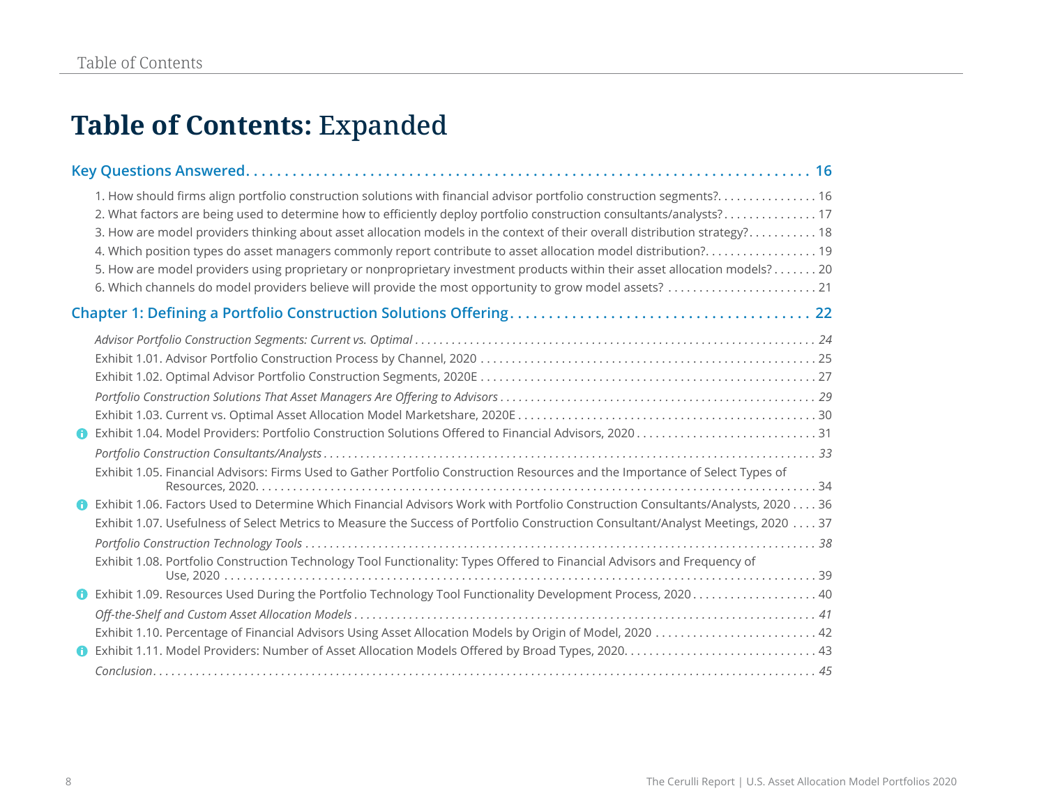# **Table of Contents:** Expanded

**Key Questions Answered** . . . . . . . . . . 16

1. How should firms align portfolio construction solutions with financial advisor portfolio construction segments? . . . . . 16
2. What factors are being used to determine how to efficiently deploy portfolio construction consultants/analysts? . . . . . 17
3. How are model providers thinking about asset allocation models in the context of their overall distribution strategy? . . . . . 18
4. Which position types do asset managers commonly report contribute to asset allocation model distribution? . . . . . 19
5. How are model providers using proprietary or nonproprietary investment products within their asset allocation models? . . . . . 20
6. Which channels do model providers believe will provide the most opportunity to grow model assets? . . . . . 21

**Chapter 1: Defining a Portfolio Construction Solutions Offering** . . . . . . . . . . 22

*Advisor Portfolio Construction Segments: Current vs. Optimal* . . . . . 24

Exhibit 1.01. Advisor Portfolio Construction Process by Channel, 2020 . . . . . 25

Exhibit 1.02. Optimal Advisor Portfolio Construction Segments, 2020E . . . . . 27

*Portfolio Construction Solutions That Asset Managers Are Offering to Advisors* . . . . . 29

Exhibit 1.03. Current vs. Optimal Asset Allocation Model Marketshare, 2020E . . . . . 30

Exhibit 1.04. Model Providers: Portfolio Construction Solutions Offered to Financial Advisors, 2020 . . . . . 31

*Portfolio Construction Consultants/Analysts* . . . . . 33

Exhibit 1.05. Financial Advisors: Firms Used to Gather Portfolio Construction Resources and the Importance of Select Types of Resources, 2020 . . . . . 34

Exhibit 1.06. Factors Used to Determine Which Financial Advisors Work with Portfolio Construction Consultants/Analysts, 2020 . . . . . 36

Exhibit 1.07. Usefulness of Select Metrics to Measure the Success of Portfolio Construction Consultant/Analyst Meetings, 2020 . . . . . 37

*Portfolio Construction Technology Tools* . . . . . 38

Exhibit 1.08. Portfolio Construction Technology Tool Functionality: Types Offered to Financial Advisors and Frequency of Use, 2020 . . . . . 39

Exhibit 1.09. Resources Used During the Portfolio Technology Tool Functionality Development Process, 2020 . . . . . 40

*Off-the-Shelf and Custom Asset Allocation Models* . . . . . 41

Exhibit 1.10. Percentage of Financial Advisors Using Asset Allocation Models by Origin of Model, 2020 . . . . . 42

Exhibit 1.11. Model Providers: Number of Asset Allocation Models Offered by Broad Types, 2020 . . . . . 43

*Conclusion* . . . . . 45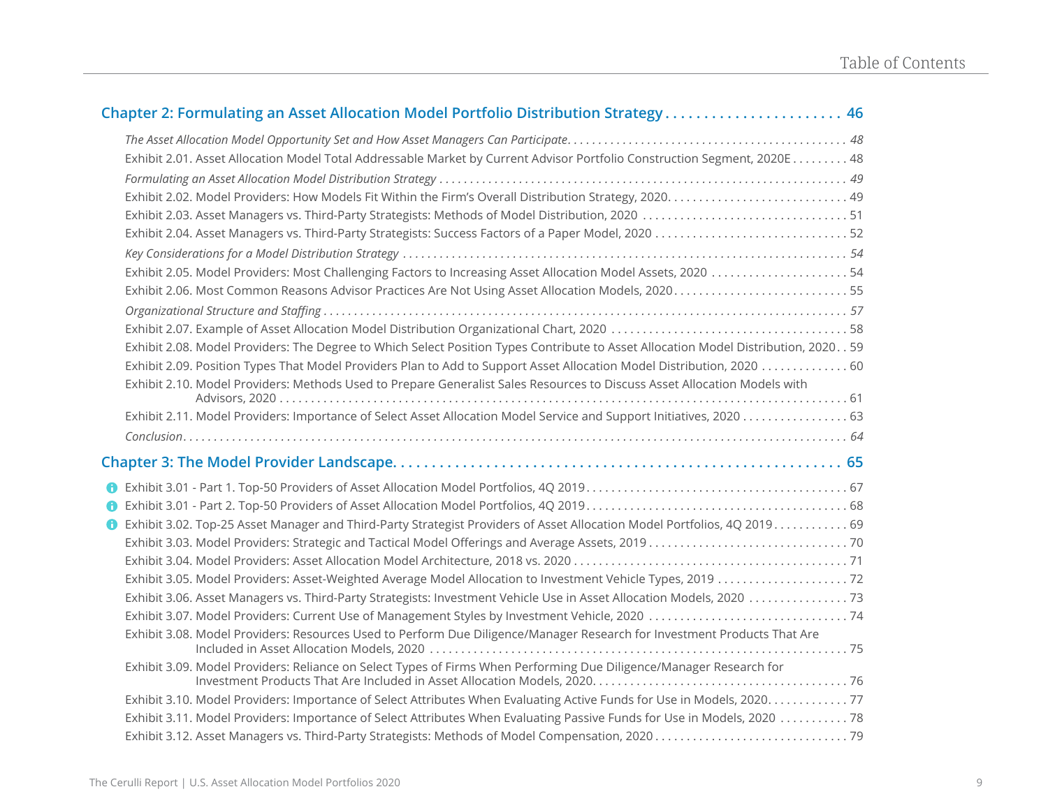## Chapter 2: Formulating an Asset Allocation Model Portfolio Distribution Strategy ....................... 46

*The Asset Allocation Model Opportunity Set and How Asset Managers Can Participate* ........................................... *48*

Exhibit 2.01. Asset Allocation Model Total Addressable Market by Current Advisor Portfolio Construction Segment, 2020E ......... 48

*Formulating an Asset Allocation Model Distribution Strategy* ........................................... *49*

Exhibit 2.02. Model Providers: How Models Fit Within the Firm's Overall Distribution Strategy, 2020 ............................. 49

Exhibit 2.03. Asset Managers vs. Third-Party Strategists: Methods of Model Distribution, 2020 ................................ 51

Exhibit 2.04. Asset Managers vs. Third-Party Strategists: Success Factors of a Paper Model, 2020 .............................. 52

*Key Considerations for a Model Distribution Strategy* ........................................... *54*

Exhibit 2.05. Model Providers: Most Challenging Factors to Increasing Asset Allocation Model Assets, 2020 ...................... 54

Exhibit 2.06. Most Common Reasons Advisor Practices Are Not Using Asset Allocation Models, 2020 ........................... 55

*Organizational Structure and Staffing* ........................................... *57*

Exhibit 2.07. Example of Asset Allocation Model Distribution Organizational Chart, 2020 ..................................... 58

Exhibit 2.08. Model Providers: The Degree to Which Select Position Types Contribute to Asset Allocation Model Distribution, 2020 .. 59

Exhibit 2.09. Position Types That Model Providers Plan to Add to Support Asset Allocation Model Distribution, 2020 .............. 60

Exhibit 2.10. Model Providers: Methods Used to Prepare Generalist Sales Resources to Discuss Asset Allocation Models with Advisors, 2020 ........................................... 61

Exhibit 2.11. Model Providers: Importance of Select Asset Allocation Model Service and Support Initiatives, 2020 ................. 63

*Conclusion* ........................................... *64*

## Chapter 3: The Model Provider Landscape ........................................... 65

Exhibit 3.01 - Part 1. Top-50 Providers of Asset Allocation Model Portfolios, 4Q 2019 ........................................ 67

Exhibit 3.01 - Part 2. Top-50 Providers of Asset Allocation Model Portfolios, 4Q 2019 ........................................ 68

Exhibit 3.02. Top-25 Asset Manager and Third-Party Strategist Providers of Asset Allocation Model Portfolios, 4Q 2019 ............ 69

Exhibit 3.03. Model Providers: Strategic and Tactical Model Offerings and Average Assets, 2019 ............................... 70

Exhibit 3.04. Model Providers: Asset Allocation Model Architecture, 2018 vs. 2020 .......................................... 71

Exhibit 3.05. Model Providers: Asset-Weighted Average Model Allocation to Investment Vehicle Types, 2019 ..................... 72

Exhibit 3.06. Asset Managers vs. Third-Party Strategists: Investment Vehicle Use in Asset Allocation Models, 2020 ................ 73

Exhibit 3.07. Model Providers: Current Use of Management Styles by Investment Vehicle, 2020 ............................... 74

Exhibit 3.08. Model Providers: Resources Used to Perform Due Diligence/Manager Research for Investment Products That Are Included in Asset Allocation Models, 2020 ........................................... 75

Exhibit 3.09. Model Providers: Reliance on Select Types of Firms When Performing Due Diligence/Manager Research for Investment Products That Are Included in Asset Allocation Models, 2020 ........................................ 76

Exhibit 3.10. Model Providers: Importance of Select Attributes When Evaluating Active Funds for Use in Models, 2020 ............ 77

Exhibit 3.11. Model Providers: Importance of Select Attributes When Evaluating Passive Funds for Use in Models, 2020 ........... 78

Exhibit 3.12. Asset Managers vs. Third-Party Strategists: Methods of Model Compensation, 2020 .............................. 79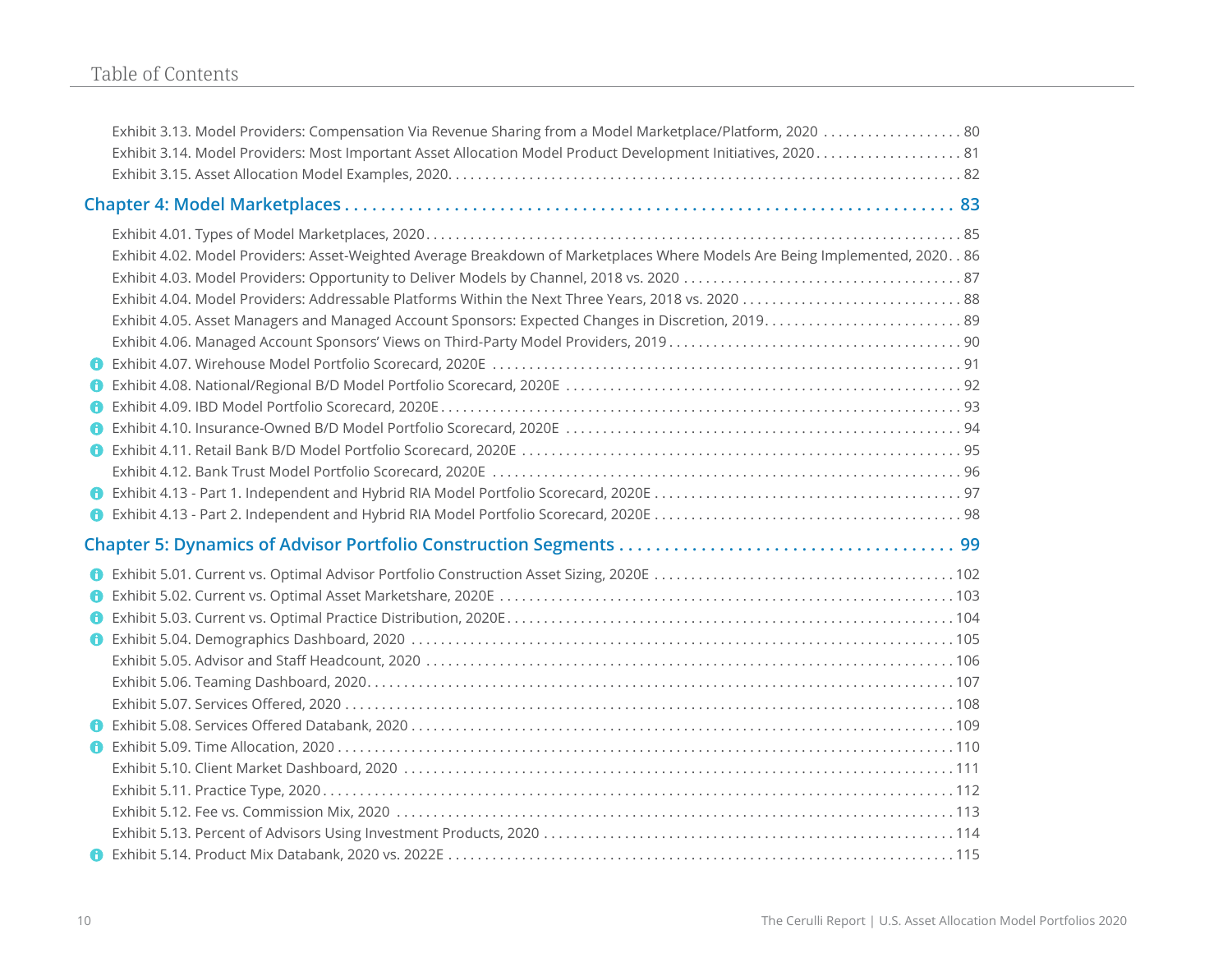Exhibit 3.13. Model Providers: Compensation Via Revenue Sharing from a Model Marketplace/Platform, 2020 .................. 80
Exhibit 3.14. Model Providers: Most Important Asset Allocation Model Product Development Initiatives, 2020.................... 81
Exhibit 3.15. Asset Allocation Model Examples, 2020.................................................................. 82

## Chapter 4: Model Marketplaces ............................................................ 83

Exhibit 4.01. Types of Model Marketplaces, 2020........................................................................ 85
Exhibit 4.02. Model Providers: Asset-Weighted Average Breakdown of Marketplaces Where Models Are Being Implemented, 2020. . 86
Exhibit 4.03. Model Providers: Opportunity to Deliver Models by Channel, 2018 vs. 2020 ..................................... 87
Exhibit 4.04. Model Providers: Addressable Platforms Within the Next Three Years, 2018 vs. 2020 .............................. 88
Exhibit 4.05. Asset Managers and Managed Account Sponsors: Expected Changes in Discretion, 2019........................... 89
Exhibit 4.06. Managed Account Sponsors' Views on Third-Party Model Providers, 2019 ...................................... 90
Exhibit 4.07. Wirehouse Model Portfolio Scorecard, 2020E .............................................................. 91
Exhibit 4.08. National/Regional B/D Model Portfolio Scorecard, 2020E .................................................... 92
Exhibit 4.09. IBD Model Portfolio Scorecard, 2020E...................................................................... 93
Exhibit 4.10. Insurance-Owned B/D Model Portfolio Scorecard, 2020E .................................................... 94
Exhibit 4.11. Retail Bank B/D Model Portfolio Scorecard, 2020E .......................................................... 95
Exhibit 4.12. Bank Trust Model Portfolio Scorecard, 2020E .............................................................. 96
Exhibit 4.13 - Part 1. Independent and Hybrid RIA Model Portfolio Scorecard, 2020E ......................................... 97
Exhibit 4.13 - Part 2. Independent and Hybrid RIA Model Portfolio Scorecard, 2020E ......................................... 98

## Chapter 5: Dynamics of Advisor Portfolio Construction Segments .................................... 99

Exhibit 5.01. Current vs. Optimal Advisor Portfolio Construction Asset Sizing, 2020E ........................................ 102
Exhibit 5.02. Current vs. Optimal Asset Marketshare, 2020E ............................................................ 103
Exhibit 5.03. Current vs. Optimal Practice Distribution, 2020E........................................................... 104
Exhibit 5.04. Demographics Dashboard, 2020 ......................................................................... 105
Exhibit 5.05. Advisor and Staff Headcount, 2020 ...................................................................... 106
Exhibit 5.06. Teaming Dashboard, 2020................................................................................. 107
Exhibit 5.07. Services Offered, 2020 .................................................................................. 108
Exhibit 5.08. Services Offered Databank, 2020 ......................................................................... 109
Exhibit 5.09. Time Allocation, 2020 .................................................................................... 110
Exhibit 5.10. Client Market Dashboard, 2020 ......................................................................... 111
Exhibit 5.11. Practice Type, 2020...................................................................................... 112
Exhibit 5.12. Fee vs. Commission Mix, 2020 ........................................................................... 113
Exhibit 5.13. Percent of Advisors Using Investment Products, 2020 ........................................................ 114
Exhibit 5.14. Product Mix Databank, 2020 vs. 2022E ................................................................... 115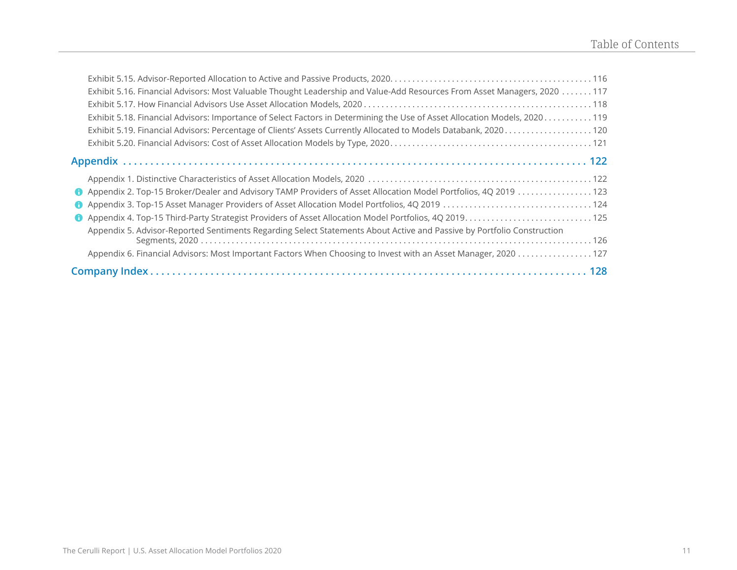- Exhibit 5.15. Advisor-Reported Allocation to Active and Passive Products, 2020 . . . 116
- Exhibit 5.16. Financial Advisors: Most Valuable Thought Leadership and Value-Add Resources From Asset Managers, 2020 . . . 117
- Exhibit 5.17. How Financial Advisors Use Asset Allocation Models, 2020 . . . 118
- Exhibit 5.18. Financial Advisors: Importance of Select Factors in Determining the Use of Asset Allocation Models, 2020 . . . 119
- Exhibit 5.19. Financial Advisors: Percentage of Clients' Assets Currently Allocated to Models Databank, 2020 . . . 120
- Exhibit 5.20. Financial Advisors: Cost of Asset Allocation Models by Type, 2020 . . . 121

## Appendix . . . 122

- Appendix 1. Distinctive Characteristics of Asset Allocation Models, 2020 . . . 122
- Appendix 2. Top-15 Broker/Dealer and Advisory TAMP Providers of Asset Allocation Model Portfolios, 4Q 2019 . . . 123
- Appendix 3. Top-15 Asset Manager Providers of Asset Allocation Model Portfolios, 4Q 2019 . . . 124
- Appendix 4. Top-15 Third-Party Strategist Providers of Asset Allocation Model Portfolios, 4Q 2019 . . . 125
- Appendix 5. Advisor-Reported Sentiments Regarding Select Statements About Active and Passive by Portfolio Construction Segments, 2020 . . . 126
- Appendix 6. Financial Advisors: Most Important Factors When Choosing to Invest with an Asset Manager, 2020 . . . 127

## Company Index . . . 128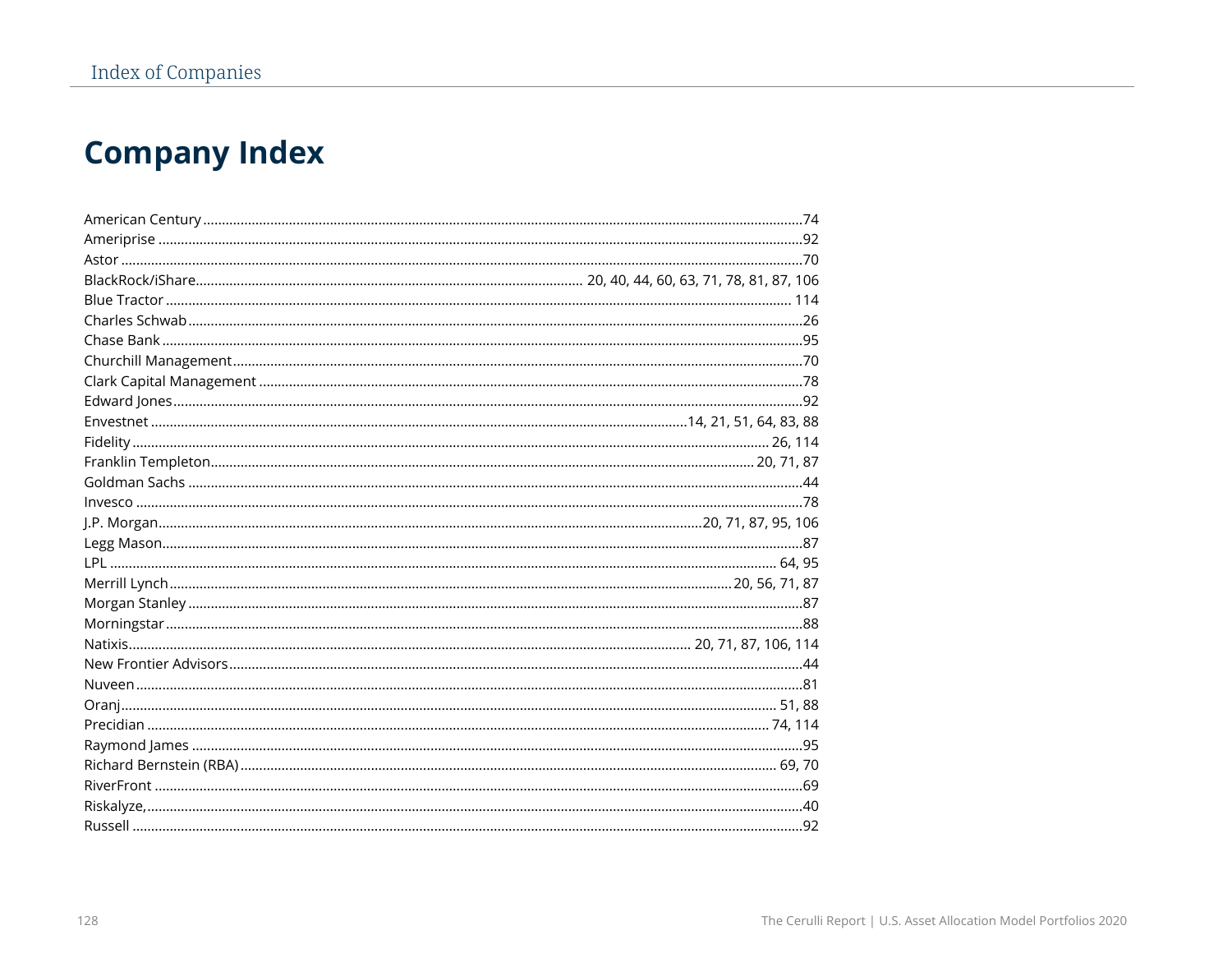# Company Index

American Century.....74
Ameriprise.....92
Astor.....70
BlackRock/iShare..... 20, 40, 44, 60, 63, 71, 78, 81, 87, 106
Blue Tractor..... 114
Charles Schwab.....26
Chase Bank.....95
Churchill Management.....70
Clark Capital Management.....78
Edward Jones.....92
Envestnet.....14, 21, 51, 64, 83, 88
Fidelity..... 26, 114
Franklin Templeton..... 20, 71, 87
Goldman Sachs.....44
Invesco.....78
J.P. Morgan.....20, 71, 87, 95, 106
Legg Mason.....87
LPL..... 64, 95
Merrill Lynch.....20, 56, 71, 87
Morgan Stanley.....87
Morningstar.....88
Natixis..... 20, 71, 87, 106, 114
New Frontier Advisors.....44
Nuveen.....81
Oranj..... 51, 88
Precidian..... 74, 114
Raymond James.....95
Richard Bernstein (RBA)..... 69, 70
RiverFront.....69
Riskalyze,.....40
Russell.....92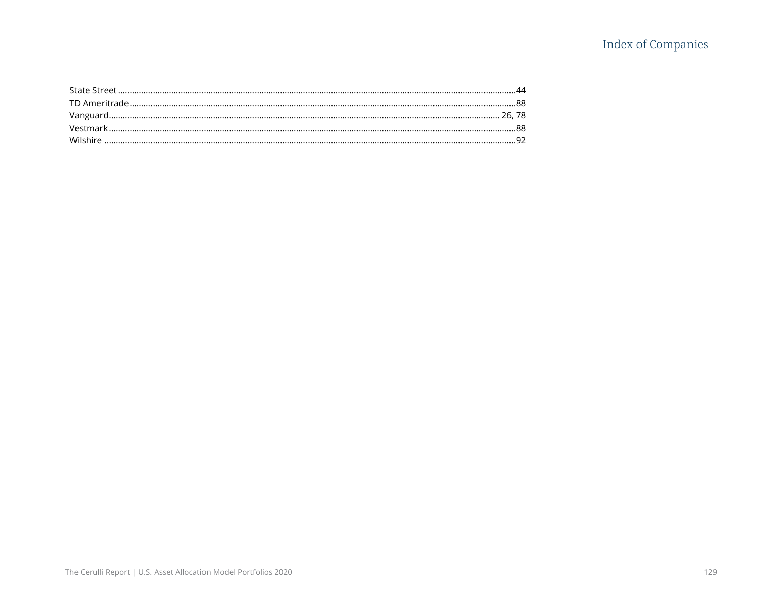State Street ........................................................................................................................................................44
TD Ameritrade.......................................................................................................................................................88
Vanguard.......................................................................................................................................................... 26, 78
Vestmark...............................................................................................................................................................88
Wilshire .................................................................................................................................................................92